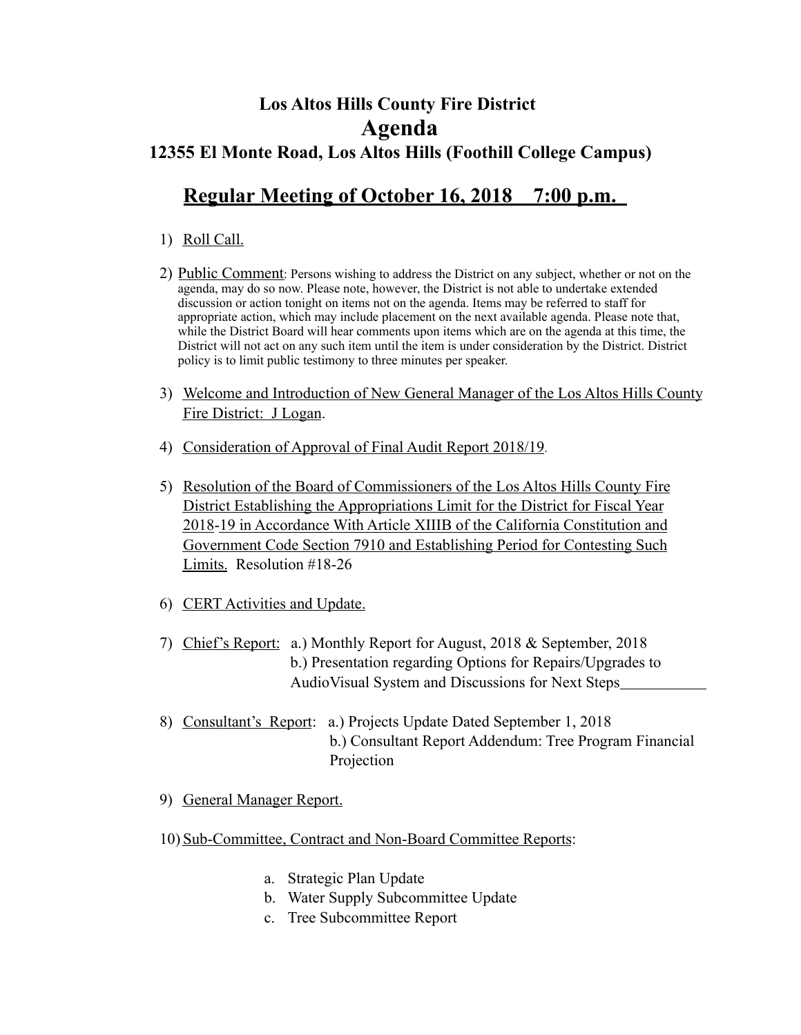# Los Altos Hills County Fire District

## Agenda

### 12355 El Monte Road, Los Altos Hills (Foothill College Campus)

## Regular Meeting of October 16, 2018 7:00 p.m.

1) Roll Call.

2) Public Comment: Persons wishing to address the District on any subject, whether or not on the agenda, may do so now. Please note, however, the District is not able to undertake extended discussion or action tonight on items not on the agenda. Items may be referred to staff for appropriate action, which may include placement on the next available agenda. Please note that, while the District Board will hear comments upon items which are on the agenda at this time, the District will not act on any such item until the item is under consideration by the District. District policy is to limit public testimony to three minutes per speaker.

3) Welcome and Introduction of New General Manager of the Los Altos Hills County Fire District: J Logan.

4) Consideration of Approval of Final Audit Report 2018/19.

5) Resolution of the Board of Commissioners of the Los Altos Hills County Fire District Establishing the Appropriations Limit for the District for Fiscal Year 2018-19 in Accordance With Article XIIIB of the California Constitution and Government Code Section 7910 and Establishing Period for Contesting Such Limits. Resolution #18-26

6) CERT Activities and Update.

7) Chief's Report:
   a.) Monthly Report for August, 2018 & September, 2018
   b.) Presentation regarding Options for Repairs/Upgrades to AudioVisual System and Discussions for Next Steps

8) Consultant's Report:
   a.) Projects Update Dated September 1, 2018
   b.) Consultant Report Addendum: Tree Program Financial Projection

9) General Manager Report.

10) Sub-Committee, Contract and Non-Board Committee Reports:

   a. Strategic Plan Update
   b. Water Supply Subcommittee Update
   c. Tree Subcommittee Report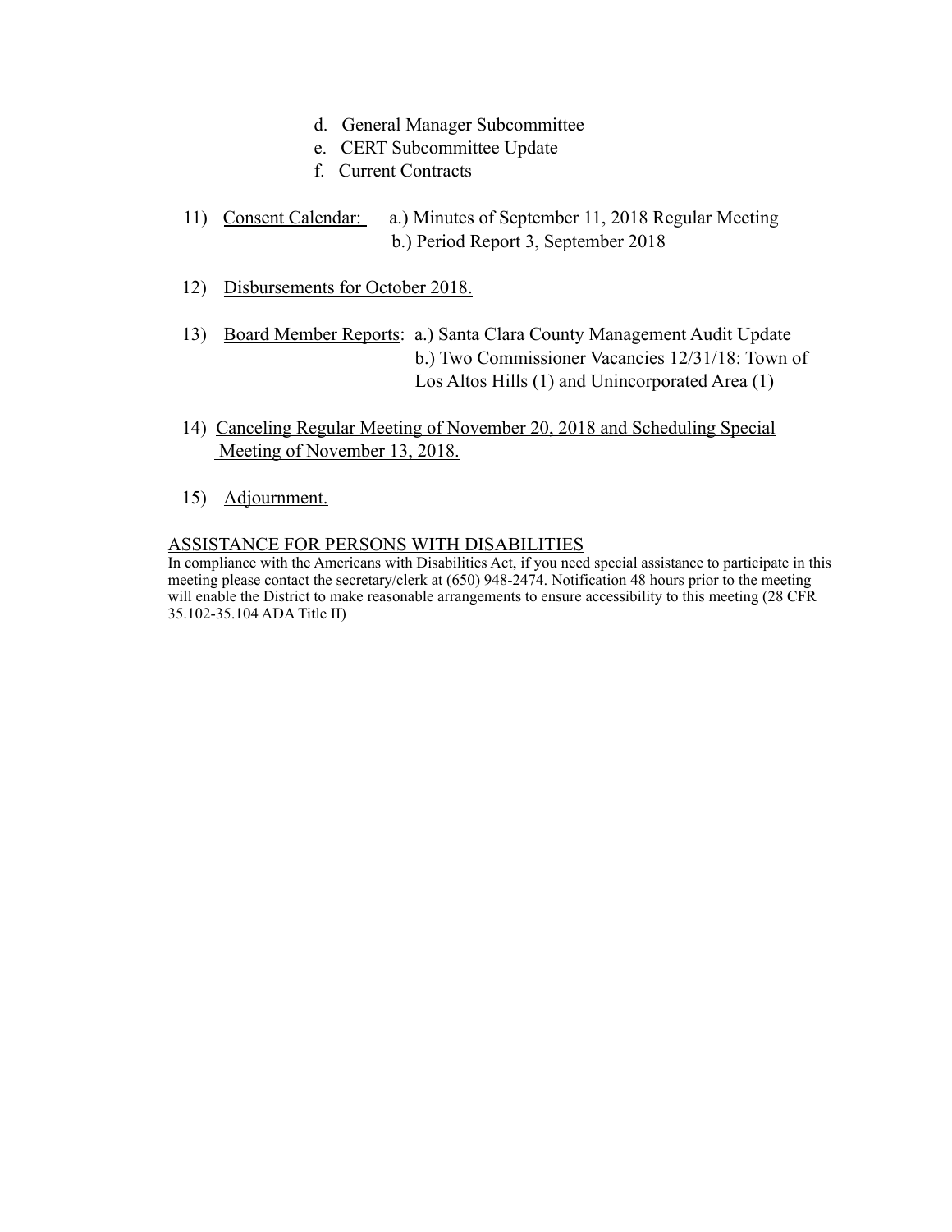d. General Manager Subcommittee
e. CERT Subcommittee Update
f. Current Contracts

11) Consent Calendar: a.) Minutes of September 11, 2018 Regular Meeting
b.) Period Report 3, September 2018

12) Disbursements for October 2018.

13) Board Member Reports: a.) Santa Clara County Management Audit Update
b.) Two Commissioner Vacancies 12/31/18: Town of Los Altos Hills (1) and Unincorporated Area (1)

14) Canceling Regular Meeting of November 20, 2018 and Scheduling Special Meeting of November 13, 2018.

15) Adjournment.

ASSISTANCE FOR PERSONS WITH DISABILITIES

In compliance with the Americans with Disabilities Act, if you need special assistance to participate in this meeting please contact the secretary/clerk at (650) 948-2474. Notification 48 hours prior to the meeting will enable the District to make reasonable arrangements to ensure accessibility to this meeting (28 CFR 35.102-35.104 ADA Title II)